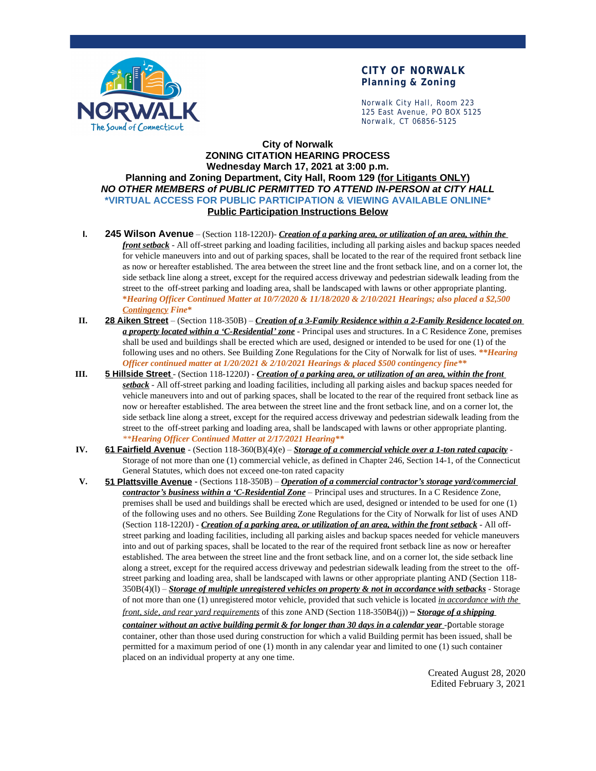**CITY OF NORWALK**
**Planning & Zoning**

Norwalk City Hall, Room 223
125 East Avenue, PO BOX 5125
Norwalk, CT 06856-5125

## City of Norwalk
## ZONING CITATION HEARING PROCESS
## Wednesday March 17, 2021 at 3:00 p.m.
## Planning and Zoning Department, City Hall, Room 129 (for Litigants ONLY)

***NO OTHER MEMBERS of PUBLIC PERMITTED TO ATTEND IN-PERSON at CITY HALL***

**\*VIRTUAL ACCESS FOR PUBLIC PARTICIPATION & VIEWING AVAILABLE ONLINE\***

**Public Participation Instructions Below**

I. **245 Wilson Avenue** – (Section 118-1220J)- ***Creation of a parking area, or utilization of an area, within the front setback*** - All off-street parking and loading facilities, including all parking aisles and backup spaces needed for vehicle maneuvers into and out of parking spaces, shall be located to the rear of the required front setback line as now or hereafter established. The area between the street line and the front setback line, and on a corner lot, the side setback line along a street, except for the required access driveway and pedestrian sidewalk leading from the street to the off-street parking and loading area, shall be landscaped with lawns or other appropriate planting. ***\*Hearing Officer Continued Matter at 10/7/2020 & 11/18/2020 & 2/10/2021 Hearings; also placed a $2,500 Contingency Fine\****

II. **28 Aiken Street** – (Section 118-350B) – ***Creation of a 3-Family Residence within a 2-Family Residence located on a property located within a 'C-Residential' zone*** - Principal uses and structures. In a C Residence Zone, premises shall be used and buildings shall be erected which are used, designed or intended to be used for one (1) of the following uses and no others. See Building Zone Regulations for the City of Norwalk for list of uses. ***\*\*Hearing Officer continued matter at 1/20/2021 & 2/10/2021 Hearings & placed $500 contingency fine\*\****

III. **5 Hillside Street** - (Section 118-1220J) - ***Creation of a parking area, or utilization of an area, within the front setback*** - All off-street parking and loading facilities, including all parking aisles and backup spaces needed for vehicle maneuvers into and out of parking spaces, shall be located to the rear of the required front setback line as now or hereafter established. The area between the street line and the front setback line, and on a corner lot, the side setback line along a street, except for the required access driveway and pedestrian sidewalk leading from the street to the off-street parking and loading area, shall be landscaped with lawns or other appropriate planting. ***\*\*Hearing Officer Continued Matter at 2/17/2021 Hearing\*\****

IV. **61 Fairfield Avenue** - (Section 118-360(B)(4)(e) – ***Storage of a commercial vehicle over a 1-ton rated capacity*** - Storage of not more than one (1) commercial vehicle, as defined in Chapter 246, Section 14-1, of the Connecticut General Statutes, which does not exceed one-ton rated capacity

V. **51 Plattsville Avenue** - (Sections 118-350B) – ***Operation of a commercial contractor's storage yard/commercial contractor's business within a 'C-Residential Zone*** – Principal uses and structures. In a C Residence Zone, premises shall be used and buildings shall be erected which are used, designed or intended to be used for one (1) of the following uses and no others. See Building Zone Regulations for the City of Norwalk for list of uses AND (Section 118-1220J) - ***Creation of a parking area, or utilization of an area, within the front setback*** - All off-street parking and loading facilities, including all parking aisles and backup spaces needed for vehicle maneuvers into and out of parking spaces, shall be located to the rear of the required front setback line as now or hereafter established. The area between the street line and the front setback line, and on a corner lot, the side setback line along a street, except for the required access driveway and pedestrian sidewalk leading from the street to the off-street parking and loading area, shall be landscaped with lawns or other appropriate planting AND (Section 118-350B(4)(l) – ***Storage of multiple unregistered vehicles on property & not in accordance with setbacks*** - Storage of not more than one (1) unregistered motor vehicle, provided that such vehicle is located *in accordance with the front, side, and rear yard requirements* of this zone AND (Section 118-350B4(j)) – ***Storage of a shipping container without an active building permit & for longer than 30 days in a calendar year*** -portable storage container, other than those used during construction for which a valid Building permit has been issued, shall be permitted for a maximum period of one (1) month in any calendar year and limited to one (1) such container placed on an individual property at any one time.

Created August 28, 2020
Edited February 3, 2021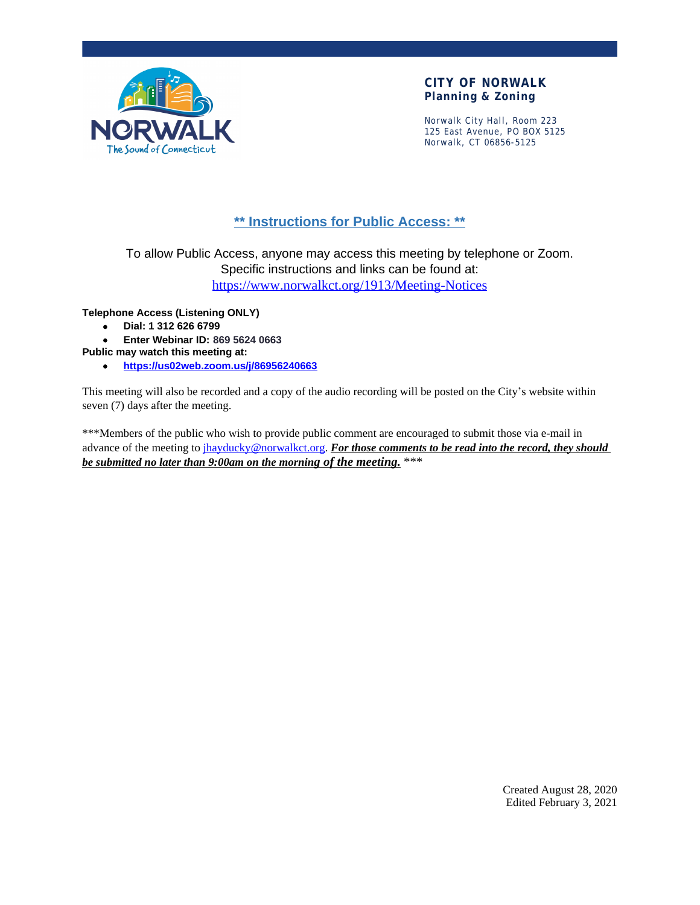**CITY OF NORWALK**
**Planning & Zoning**

Norwalk City Hall, Room 223
125 East Avenue, PO BOX 5125
Norwalk, CT 06856-5125

## ** Instructions for Public Access: **

To allow Public Access, anyone may access this meeting by telephone or Zoom.
Specific instructions and links can be found at:
https://www.norwalkct.org/1913/Meeting-Notices

**Telephone Access (Listening ONLY)**

- **Dial: 1 312 626 6799**
- **Enter Webinar ID: 869 5624 0663**

**Public may watch this meeting at:**

- **https://us02web.zoom.us/j/86956240663**

This meeting will also be recorded and a copy of the audio recording will be posted on the City's website within seven (7) days after the meeting.

***Members of the public who wish to provide public comment are encouraged to submit those via e-mail in advance of the meeting to jhayducky@norwalkct.org. ***For those comments to be read into the record, they should be submitted no later than 9:00am on the morning of the meeting.*** ***

Created August 28, 2020
Edited February 3, 2021